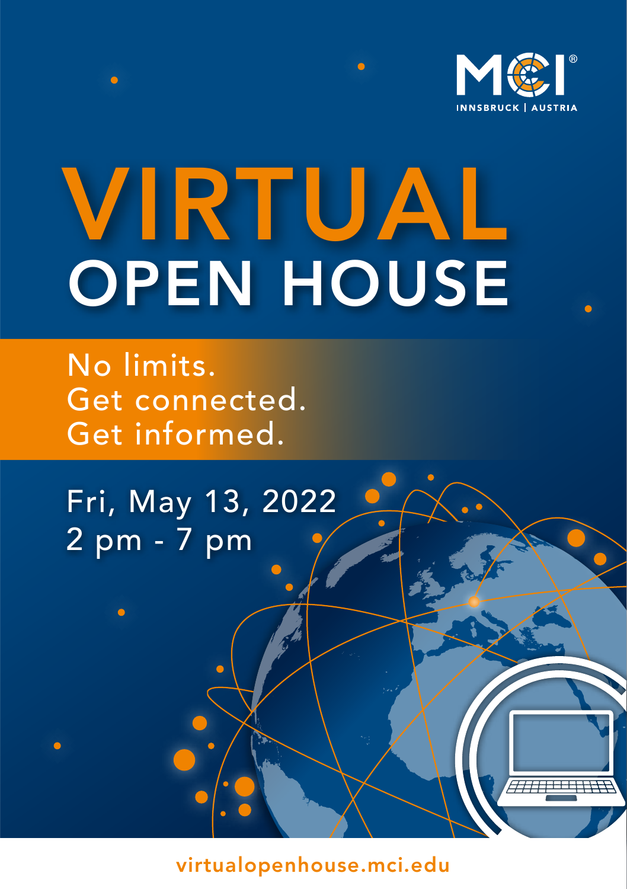MCI®
INNSBRUCK | AUSTRIA

# VIRTUAL
# OPEN HOUSE

No limits.
Get connected.
Get informed.

Fri, May 13, 2022
2 pm - 7 pm

virtualopenhouse.mci.edu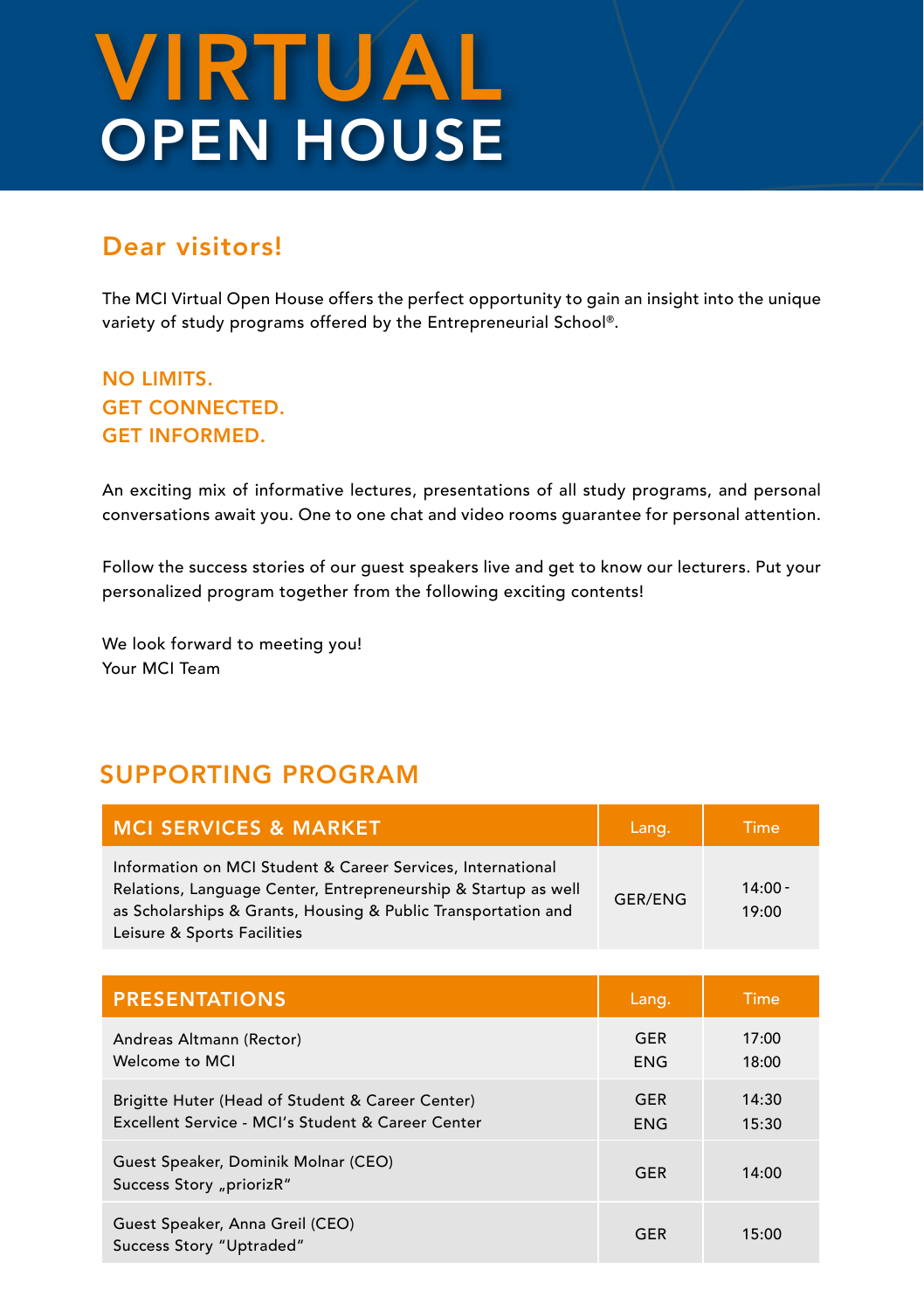# VIRTUAL OPEN HOUSE

## Dear visitors!

The MCI Virtual Open House offers the perfect opportunity to gain an insight into the unique variety of study programs offered by the Entrepreneurial School®.

**NO LIMITS.**
**GET CONNECTED.**
**GET INFORMED.**

An exciting mix of informative lectures, presentations of all study programs, and personal conversations await you. One to one chat and video rooms guarantee for personal attention.

Follow the success stories of our guest speakers live and get to know our lecturers. Put your personalized program together from the following exciting contents!

We look forward to meeting you!
Your MCI Team

## SUPPORTING PROGRAM

| MCI SERVICES & MARKET | Lang. | Time |
|---|---|---|
| Information on MCI Student & Career Services, International Relations, Language Center, Entrepreneurship & Startup as well as Scholarships & Grants, Housing & Public Transportation and Leisure & Sports Facilities | GER/ENG | 14:00 - 19:00 |

| PRESENTATIONS | Lang. | Time |
|---|---|---|
| Andreas Altmann (Rector)<br>Welcome to MCI | GER<br>ENG | 17:00<br>18:00 |
| Brigitte Huter (Head of Student & Career Center)<br>Excellent Service - MCI's Student & Career Center | GER<br>ENG | 14:30<br>15:30 |
| Guest Speaker, Dominik Molnar (CEO)<br>Success Story „priorizR" | GER | 14:00 |
| Guest Speaker, Anna Greil (CEO)<br>Success Story "Uptraded" | GER | 15:00 |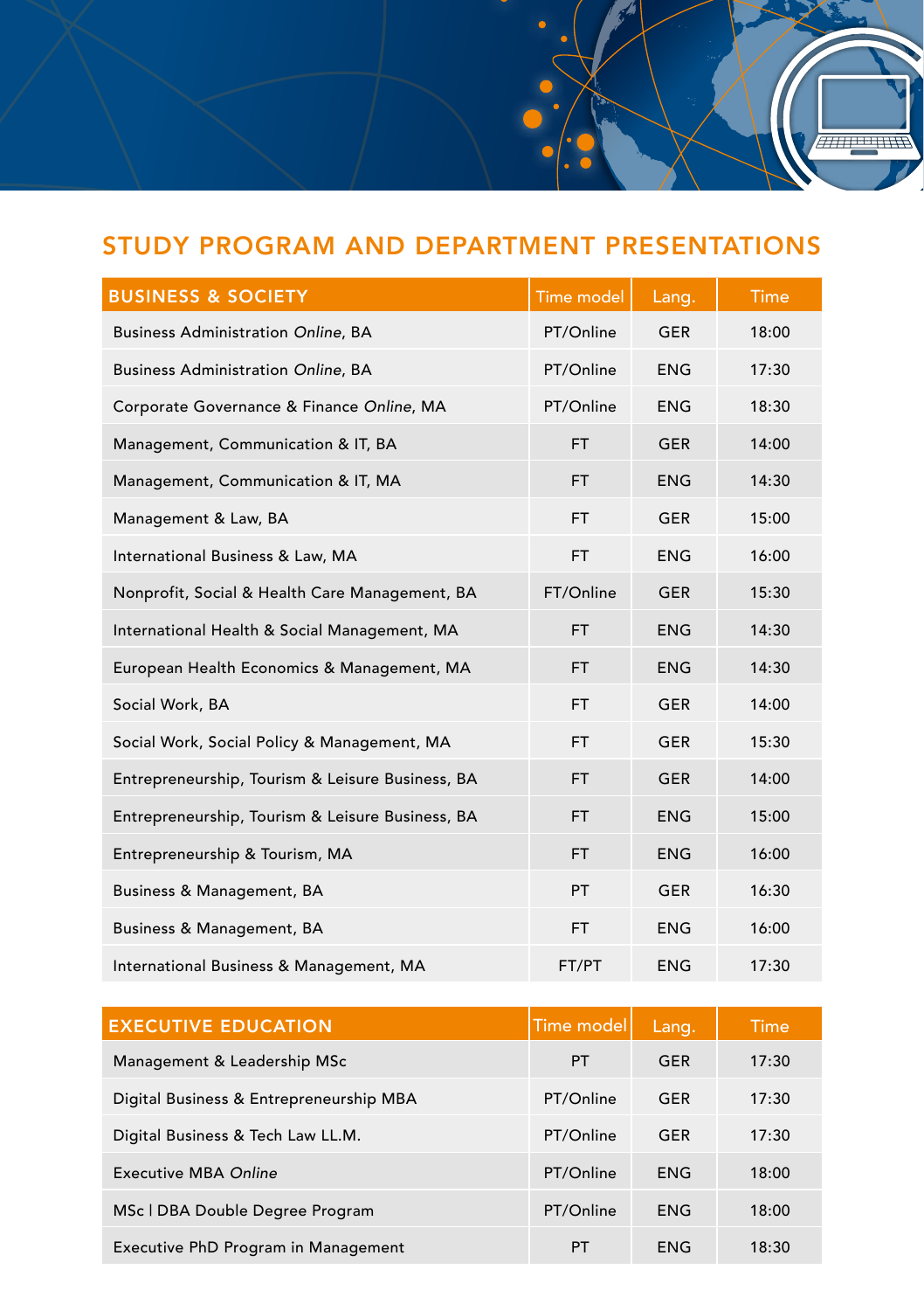## STUDY PROGRAM AND DEPARTMENT PRESENTATIONS

| BUSINESS & SOCIETY | Time model | Lang. | Time |
|---|---|---|---|
| Business Administration *Online*, BA | PT/Online | GER | 18:00 |
| Business Administration *Online*, BA | PT/Online | ENG | 17:30 |
| Corporate Governance & Finance *Online*, MA | PT/Online | ENG | 18:30 |
| Management, Communication & IT, BA | FT | GER | 14:00 |
| Management, Communication & IT, MA | FT | ENG | 14:30 |
| Management & Law, BA | FT | GER | 15:00 |
| International Business & Law, MA | FT | ENG | 16:00 |
| Nonprofit, Social & Health Care Management, BA | FT/Online | GER | 15:30 |
| International Health & Social Management, MA | FT | ENG | 14:30 |
| European Health Economics & Management, MA | FT | ENG | 14:30 |
| Social Work, BA | FT | GER | 14:00 |
| Social Work, Social Policy & Management, MA | FT | GER | 15:30 |
| Entrepreneurship, Tourism & Leisure Business, BA | FT | GER | 14:00 |
| Entrepreneurship, Tourism & Leisure Business, BA | FT | ENG | 15:00 |
| Entrepreneurship & Tourism, MA | FT | ENG | 16:00 |
| Business & Management, BA | PT | GER | 16:30 |
| Business & Management, BA | FT | ENG | 16:00 |
| International Business & Management, MA | FT/PT | ENG | 17:30 |

| EXECUTIVE EDUCATION | Time model | Lang. | Time |
|---|---|---|---|
| Management & Leadership MSc | PT | GER | 17:30 |
| Digital Business & Entrepreneurship MBA | PT/Online | GER | 17:30 |
| Digital Business & Tech Law LL.M. | PT/Online | GER | 17:30 |
| Executive MBA *Online* | PT/Online | ENG | 18:00 |
| MSc I DBA Double Degree Program | PT/Online | ENG | 18:00 |
| Executive PhD Program in Management | PT | ENG | 18:30 |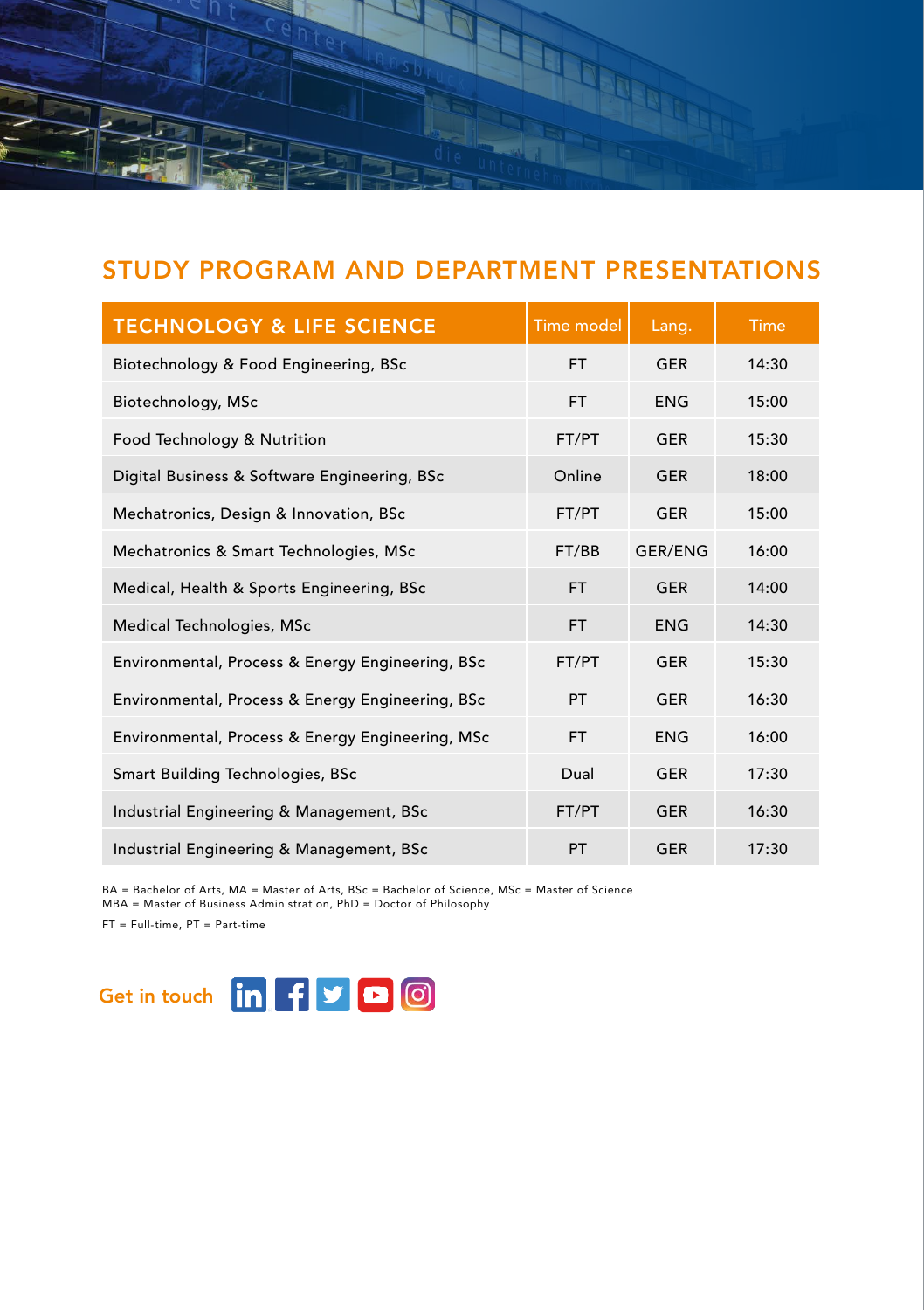## STUDY PROGRAM AND DEPARTMENT PRESENTATIONS

| TECHNOLOGY & LIFE SCIENCE | Time model | Lang. | Time |
|---|---|---|---|
| Biotechnology & Food Engineering, BSc | FT | GER | 14:30 |
| Biotechnology, MSc | FT | ENG | 15:00 |
| Food Technology & Nutrition | FT/PT | GER | 15:30 |
| Digital Business & Software Engineering, BSc | Online | GER | 18:00 |
| Mechatronics, Design & Innovation, BSc | FT/PT | GER | 15:00 |
| Mechatronics & Smart Technologies, MSc | FT/BB | GER/ENG | 16:00 |
| Medical, Health & Sports Engineering, BSc | FT | GER | 14:00 |
| Medical Technologies, MSc | FT | ENG | 14:30 |
| Environmental, Process & Energy Engineering, BSc | FT/PT | GER | 15:30 |
| Environmental, Process & Energy Engineering, BSc | PT | GER | 16:30 |
| Environmental, Process & Energy Engineering, MSc | FT | ENG | 16:00 |
| Smart Building Technologies, BSc | Dual | GER | 17:30 |
| Industrial Engineering & Management, BSc | FT/PT | GER | 16:30 |
| Industrial Engineering & Management, BSc | PT | GER | 17:30 |

BA = Bachelor of Arts, MA = Master of Arts, BSc = Bachelor of Science, MSc = Master of Science
MBA = Master of Business Administration, PhD = Doctor of Philosophy

FT = Full-time, PT = Part-time

Get in touch